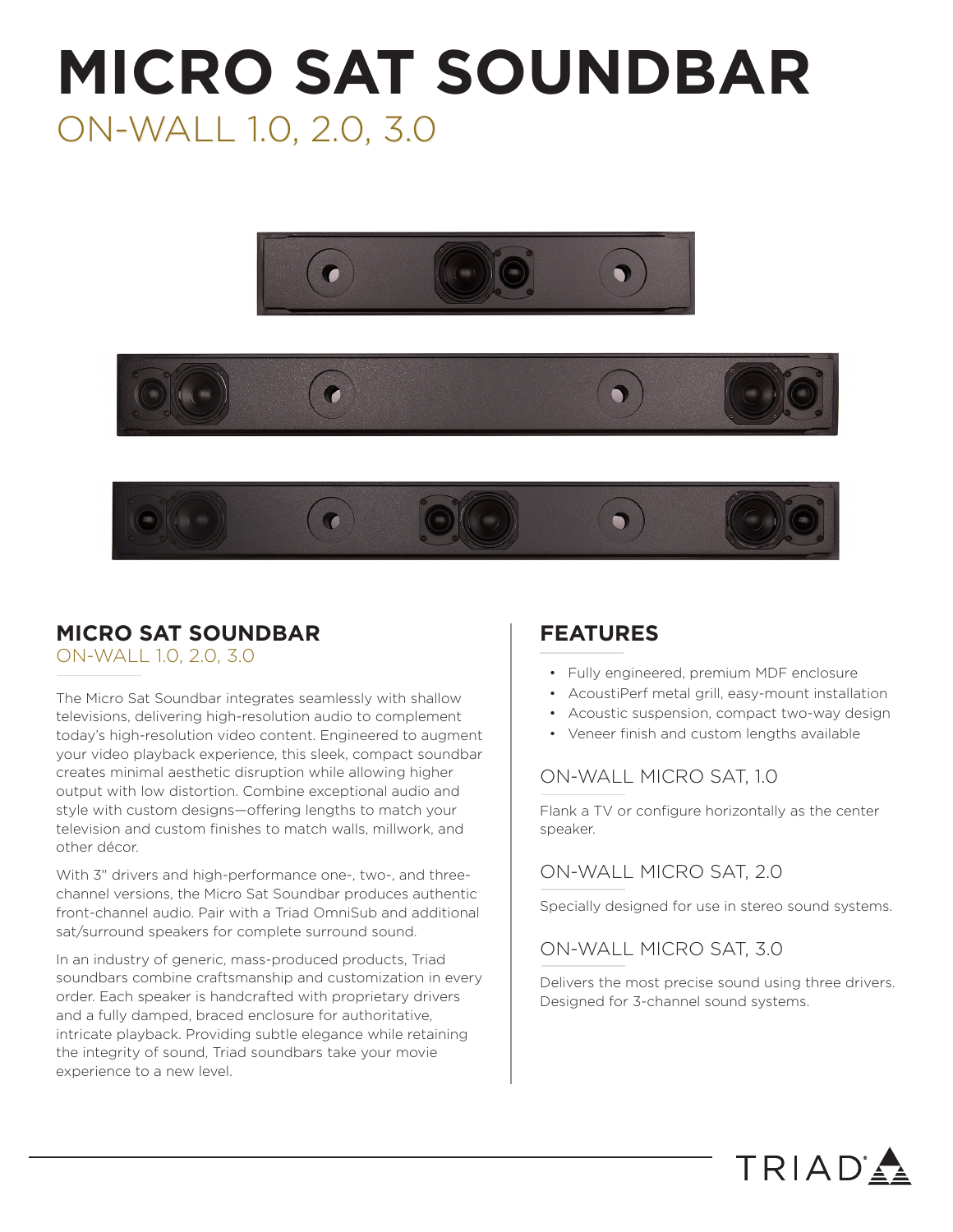# MICRO SAT SOUNDBAR

## ON-WALL 1.0, 2.0, 3.0

## MICRO SAT SOUNDBAR

ON-WALL 1.0, 2.0, 3.0

The Micro Sat Soundbar integrates seamlessly with shallow televisions, delivering high-resolution audio to complement today's high-resolution video content. Engineered to augment your video playback experience, this sleek, compact soundbar creates minimal aesthetic disruption while allowing higher output with low distortion. Combine exceptional audio and style with custom designs—offering lengths to match your television and custom finishes to match walls, millwork, and other décor.

With 3" drivers and high-performance one-, two-, and three-channel versions, the Micro Sat Soundbar produces authentic front-channel audio. Pair with a Triad OmniSub and additional sat/surround speakers for complete surround sound.

In an industry of generic, mass-produced products, Triad soundbars combine craftsmanship and customization in every order. Each speaker is handcrafted with proprietary drivers and a fully damped, braced enclosure for authoritative, intricate playback. Providing subtle elegance while retaining the integrity of sound, Triad soundbars take your movie experience to a new level.

## FEATURES

- Fully engineered, premium MDF enclosure
- AcoustiPerf metal grill, easy-mount installation
- Acoustic suspension, compact two-way design
- Veneer finish and custom lengths available

### ON-WALL MICRO SAT, 1.0

Flank a TV or configure horizontally as the center speaker.

### ON-WALL MICRO SAT, 2.0

Specially designed for use in stereo sound systems.

### ON-WALL MICRO SAT, 3.0

Delivers the most precise sound using three drivers. Designed for 3-channel sound systems.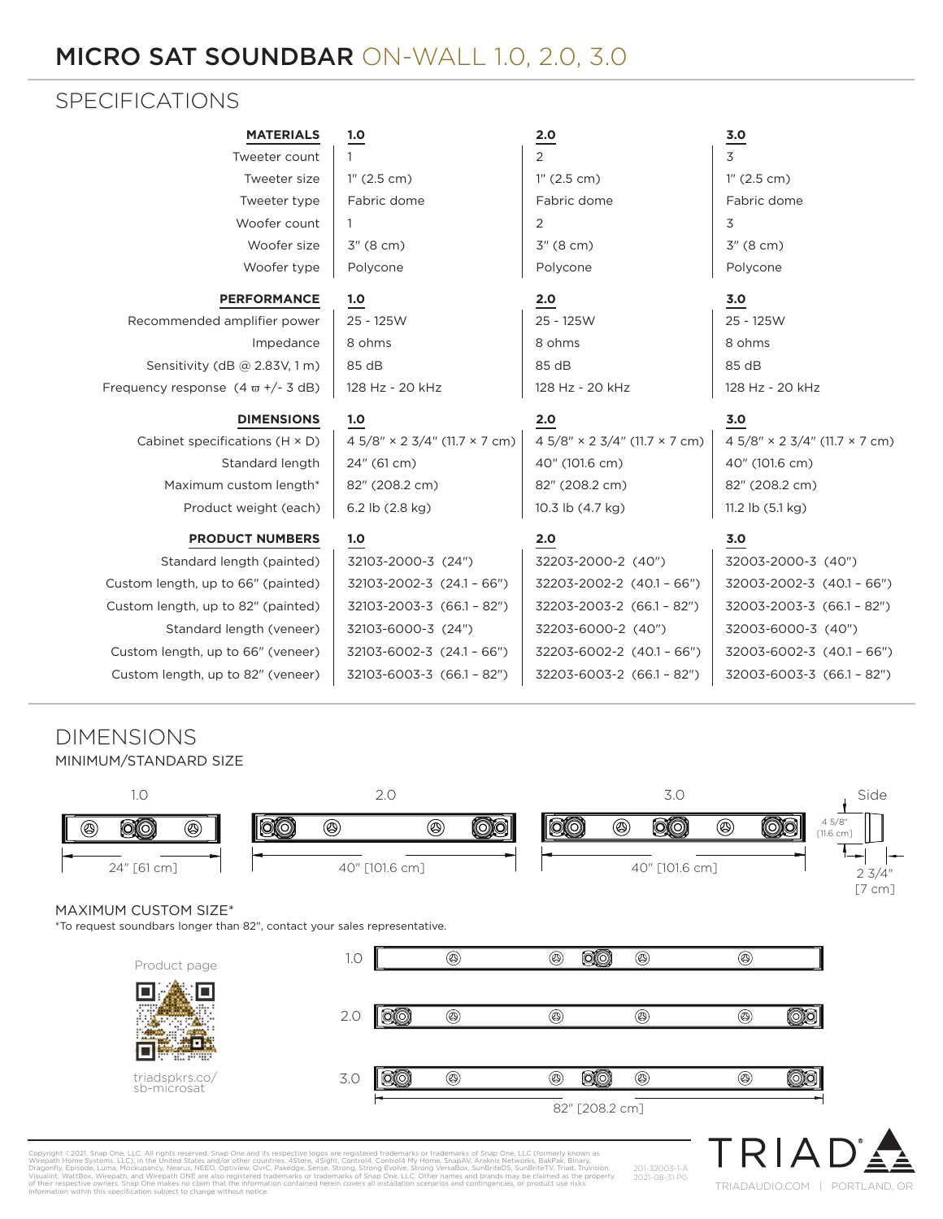# MICRO SAT SOUNDBAR ON-WALL 1.0, 2.0, 3.0

## SPECIFICATIONS

| **MATERIALS** | **1.0** | **2.0** | **3.0** |
|---|---|---|---|
| Tweeter count | 1 | 2 | 3 |
| Tweeter size | 1" (2.5 cm) | 1" (2.5 cm) | 1" (2.5 cm) |
| Tweeter type | Fabric dome | Fabric dome | Fabric dome |
| Woofer count | 1 | 2 | 3 |
| Woofer size | 3" (8 cm) | 3" (8 cm) | 3" (8 cm) |
| Woofer type | Polycone | Polycone | Polycone |
| **PERFORMANCE** | **1.0** | **2.0** | **3.0** |
| Recommended amplifier power | 25 - 125W | 25 - 125W | 25 - 125W |
| Impedance | 8 ohms | 8 ohms | 8 ohms |
| Sensitivity (dB @ 2.83V, 1 m) | 85 dB | 85 dB | 85 dB |
| Frequency response (4 ϖ +/- 3 dB) | 128 Hz - 20 kHz | 128 Hz - 20 kHz | 128 Hz - 20 kHz |
| **DIMENSIONS** | **1.0** | **2.0** | **3.0** |
| Cabinet specifications (H × D) | 4 5/8" × 2 3/4" (11.7 × 7 cm) | 4 5/8" × 2 3/4" (11.7 × 7 cm) | 4 5/8" × 2 3/4" (11.7 × 7 cm) |
| Standard length | 24" (61 cm) | 40" (101.6 cm) | 40" (101.6 cm) |
| Maximum custom length* | 82" (208.2 cm) | 82" (208.2 cm) | 82" (208.2 cm) |
| Product weight (each) | 6.2 lb (2.8 kg) | 10.3 lb (4.7 kg) | 11.2 lb (5.1 kg) |
| **PRODUCT NUMBERS** | **1.0** | **2.0** | **3.0** |
| Standard length (painted) | 32103-2000-3 (24") | 32203-2000-2 (40") | 32003-2000-3 (40") |
| Custom length, up to 66" (painted) | 32103-2002-3 (24.1 – 66") | 32203-2002-2 (40.1 – 66") | 32003-2002-3 (40.1 – 66") |
| Custom length, up to 82" (painted) | 32103-2003-3 (66.1 – 82") | 32203-2003-2 (66.1 – 82") | 32003-2003-3 (66.1 – 82") |
| Standard length (veneer) | 32103-6000-3 (24") | 32203-6000-2 (40") | 32003-6000-3 (40") |
| Custom length, up to 66" (veneer) | 32103-6002-3 (24.1 – 66") | 32203-6002-2 (40.1 – 66") | 32003-6002-3 (40.1 – 66") |
| Custom length, up to 82" (veneer) | 32103-6003-3 (66.1 – 82") | 32203-6003-2 (66.1 – 82") | 32003-6003-3 (66.1 – 82") |

## DIMENSIONS

MINIMUM/STANDARD SIZE

1.0
24" [61 cm]

2.0
40" [101.6 cm]

3.0
40" [101.6 cm]

Side
4 5/8" [11.6 cm]
2 3/4" [7 cm]

MAXIMUM CUSTOM SIZE*

*To request soundbars longer than 82", contact your sales representative.

Product page

triadspkrs.co/sb-microsat

1.0

2.0

3.0

82" [208.2 cm]

Copyright ©2021, Snap One, LLC. All rights reserved. Snap One and its respective logos are registered trademarks or trademarks of Snap One, LLC (formerly known as Wirepath Home Systems, LLC), in the United States and/or other countries. 4Store, 4Sight, Control4, Control4 My Home, SnapAV, Araknis Networks, BakPak, Binary, Dragonfly, Episode, Luma, Mockupancy, Nearus, NEEO, Optiview, OvrC, Pakedge, Sense, Strong, Strong Evolve, Strong VersaBox, SunBriteDS, SunBriteTV, Triad, Truvision, Visualint, WattBox, Wirepath, and Wirepath ONE are also registered trademarks or trademarks of Snap One, LLC. Other names and brands may be claimed as the property of their respective owners. Snap One makes no claim that the information contained herein covers all installation scenarios and contingencies, or product use risks. Information within this specification subject to change without notice.

201-32003-1-A
2021-08-31 PG

TRIAD

TRIADAUDIO.COM | PORTLAND, OR